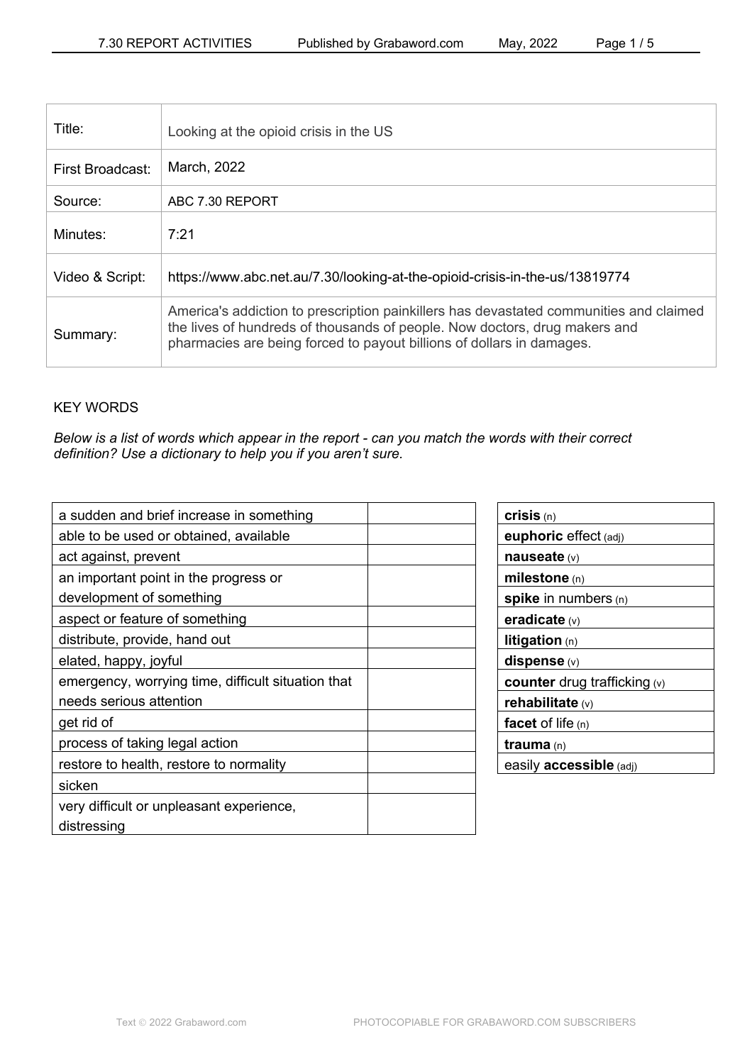| Title: | Looking at the opioid crisis in the US |
|---|---|
| First Broadcast: | March, 2022 |
| Source: | ABC 7.30 REPORT |
| Minutes: | 7:21 |
| Video & Script: | https://www.abc.net.au/7.30/looking-at-the-opioid-crisis-in-the-us/13819774 |
| Summary: | America's addiction to prescription painkillers has devastated communities and claimed the lives of hundreds of thousands of people. Now doctors, drug makers and pharmacies are being forced to payout billions of dollars in damages. |

KEY WORDS

*Below is a list of words which appear in the report - can you match the words with their correct definition? Use a dictionary to help you if you aren't sure.*

| Definition | |
|---|---|
| a sudden and brief increase in something | |
| able to be used or obtained, available | |
| act against, prevent | |
| an important point in the progress or development of something | |
| aspect or feature of something | |
| distribute, provide, hand out | |
| elated, happy, joyful | |
| emergency, worrying time, difficult situation that needs serious attention | |
| get rid of | |
| process of taking legal action | |
| restore to health, restore to normality | |
| sicken | |
| very difficult or unpleasant experience, distressing | |

| Words |
|---|
| **crisis** (n) |
| **euphoric** effect (adj) |
| **nauseate** (v) |
| **milestone** (n) |
| **spike** in numbers (n) |
| **eradicate** (v) |
| **litigation** (n) |
| **dispense** (v) |
| **counter** drug trafficking (v) |
| **rehabilitate** (v) |
| **facet** of life (n) |
| **trauma** (n) |
| easily **accessible** (adj) |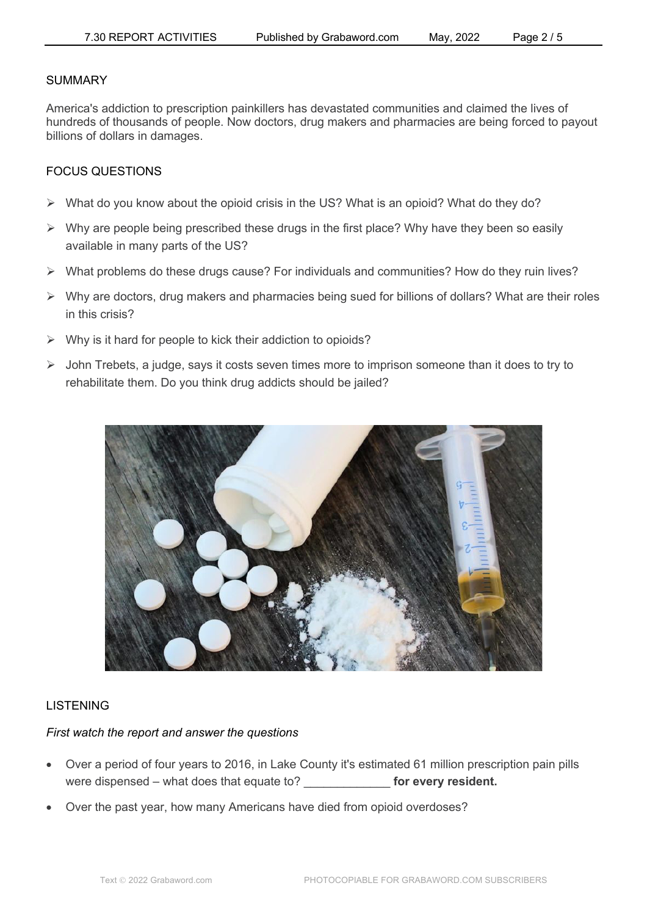## SUMMARY

America's addiction to prescription painkillers has devastated communities and claimed the lives of hundreds of thousands of people. Now doctors, drug makers and pharmacies are being forced to payout billions of dollars in damages.

## FOCUS QUESTIONS

- What do you know about the opioid crisis in the US? What is an opioid? What do they do?
- Why are people being prescribed these drugs in the first place? Why have they been so easily available in many parts of the US?
- What problems do these drugs cause? For individuals and communities? How do they ruin lives?
- Why are doctors, drug makers and pharmacies being sued for billions of dollars? What are their roles in this crisis?
- Why is it hard for people to kick their addiction to opioids?
- John Trebets, a judge, says it costs seven times more to imprison someone than it does to try to rehabilitate them. Do you think drug addicts should be jailed?

## LISTENING

*First watch the report and answer the questions*

- Over a period of four years to 2016, in Lake County it's estimated 61 million prescription pain pills were dispensed – what does that equate to? _____________ **for every resident.**
- Over the past year, how many Americans have died from opioid overdoses?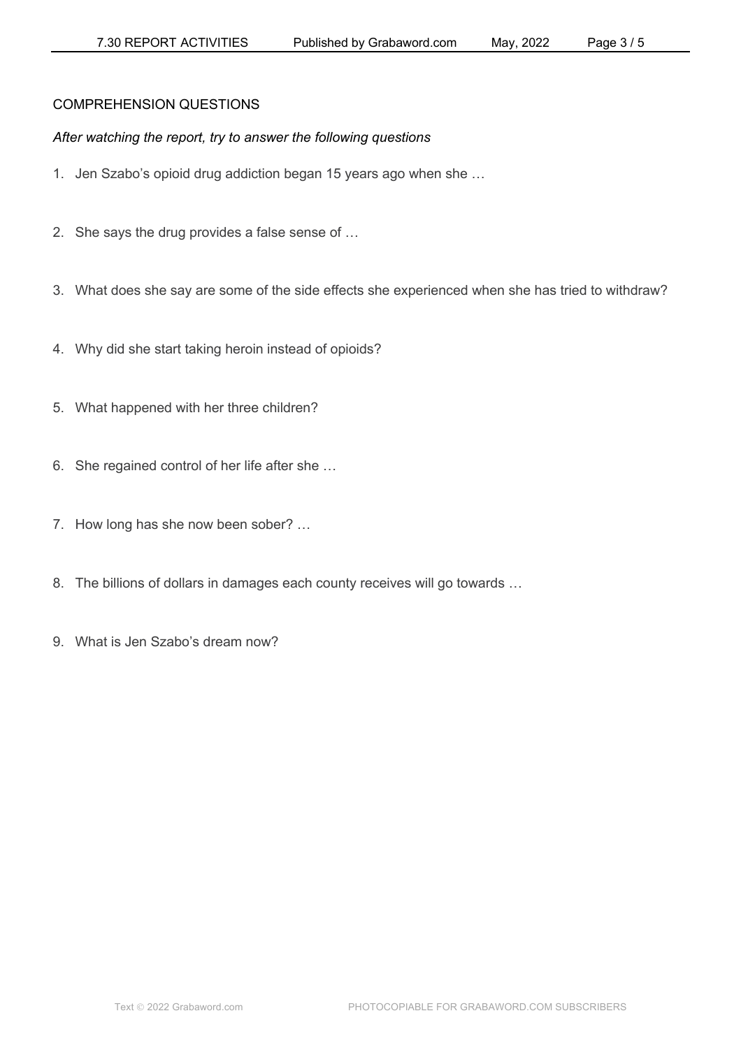## COMPREHENSION QUESTIONS

*After watching the report, try to answer the following questions*

1. Jen Szabo's opioid drug addiction began 15 years ago when she …
2. She says the drug provides a false sense of …
3. What does she say are some of the side effects she experienced when she has tried to withdraw?
4. Why did she start taking heroin instead of opioids?
5. What happened with her three children?
6. She regained control of her life after she …
7. How long has she now been sober? …
8. The billions of dollars in damages each county receives will go towards …
9. What is Jen Szabo's dream now?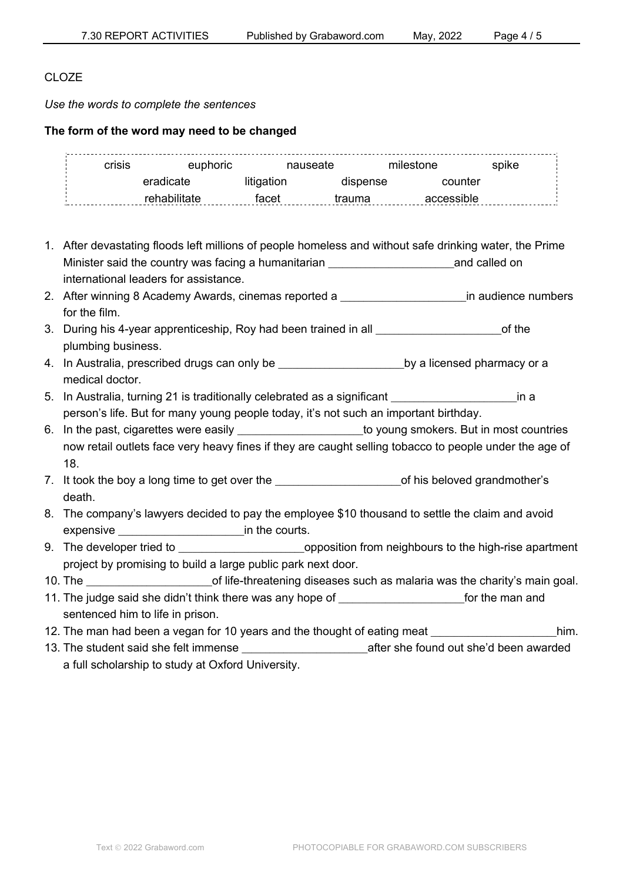CLOZE

*Use the words to complete the sentences*

**The form of the word may need to be changed**

| crisis | euphoric | nauseate | milestone | spike |
|---|---|---|---|---|
| eradicate | litigation | dispense | counter | |
| rehabilitate | facet | trauma | accessible | |

1. After devastating floods left millions of people homeless and without safe drinking water, the Prime Minister said the country was facing a humanitarian ____________________and called on international leaders for assistance.
2. After winning 8 Academy Awards, cinemas reported a ____________________in audience numbers for the film.
3. During his 4-year apprenticeship, Roy had been trained in all ____________________of the plumbing business.
4. In Australia, prescribed drugs can only be ____________________by a licensed pharmacy or a medical doctor.
5. In Australia, turning 21 is traditionally celebrated as a significant ____________________in a person's life. But for many young people today, it's not such an important birthday.
6. In the past, cigarettes were easily ____________________to young smokers. But in most countries now retail outlets face very heavy fines if they are caught selling tobacco to people under the age of 18.
7. It took the boy a long time to get over the ____________________of his beloved grandmother's death.
8. The company's lawyers decided to pay the employee $10 thousand to settle the claim and avoid expensive ____________________in the courts.
9. The developer tried to ____________________opposition from neighbours to the high-rise apartment project by promising to build a large public park next door.
10. The ____________________of life-threatening diseases such as malaria was the charity's main goal.
11. The judge said she didn't think there was any hope of ____________________for the man and sentenced him to life in prison.
12. The man had been a vegan for 10 years and the thought of eating meat ____________________him.
13. The student said she felt immense ____________________after she found out she'd been awarded a full scholarship to study at Oxford University.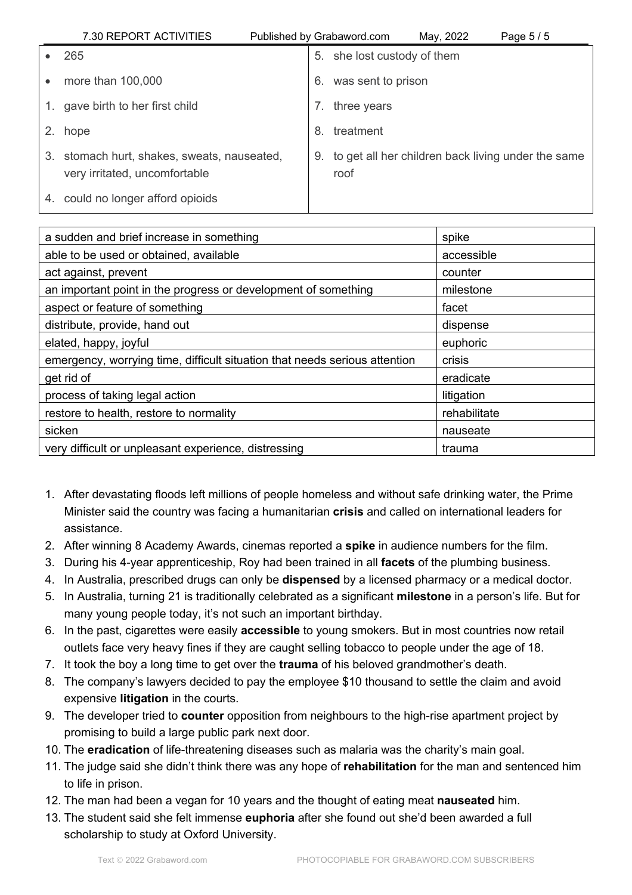| | |
|---|---|
| • 265 | 5. she lost custody of them |
| • more than 100,000 | 6. was sent to prison |
| 1. gave birth to her first child | 7. three years |
| 2. hope | 8. treatment |
| 3. stomach hurt, shakes, sweats, nauseated, very irritated, uncomfortable | 9. to get all her children back living under the same roof |
| 4. could no longer afford opioids | |

| | |
|---|---|
| a sudden and brief increase in something | spike |
| able to be used or obtained, available | accessible |
| act against, prevent | counter |
| an important point in the progress or development of something | milestone |
| aspect or feature of something | facet |
| distribute, provide, hand out | dispense |
| elated, happy, joyful | euphoric |
| emergency, worrying time, difficult situation that needs serious attention | crisis |
| get rid of | eradicate |
| process of taking legal action | litigation |
| restore to health, restore to normality | rehabilitate |
| sicken | nauseate |
| very difficult or unpleasant experience, distressing | trauma |

1. After devastating floods left millions of people homeless and without safe drinking water, the Prime Minister said the country was facing a humanitarian **crisis** and called on international leaders for assistance.
2. After winning 8 Academy Awards, cinemas reported a **spike** in audience numbers for the film.
3. During his 4-year apprenticeship, Roy had been trained in all **facets** of the plumbing business.
4. In Australia, prescribed drugs can only be **dispensed** by a licensed pharmacy or a medical doctor.
5. In Australia, turning 21 is traditionally celebrated as a significant **milestone** in a person's life. But for many young people today, it's not such an important birthday.
6. In the past, cigarettes were easily **accessible** to young smokers. But in most countries now retail outlets face very heavy fines if they are caught selling tobacco to people under the age of 18.
7. It took the boy a long time to get over the **trauma** of his beloved grandmother's death.
8. The company's lawyers decided to pay the employee $10 thousand to settle the claim and avoid expensive **litigation** in the courts.
9. The developer tried to **counter** opposition from neighbours to the high-rise apartment project by promising to build a large public park next door.
10. The **eradication** of life-threatening diseases such as malaria was the charity's main goal.
11. The judge said she didn't think there was any hope of **rehabilitation** for the man and sentenced him to life in prison.
12. The man had been a vegan for 10 years and the thought of eating meat **nauseated** him.
13. The student said she felt immense **euphoria** after she found out she'd been awarded a full scholarship to study at Oxford University.